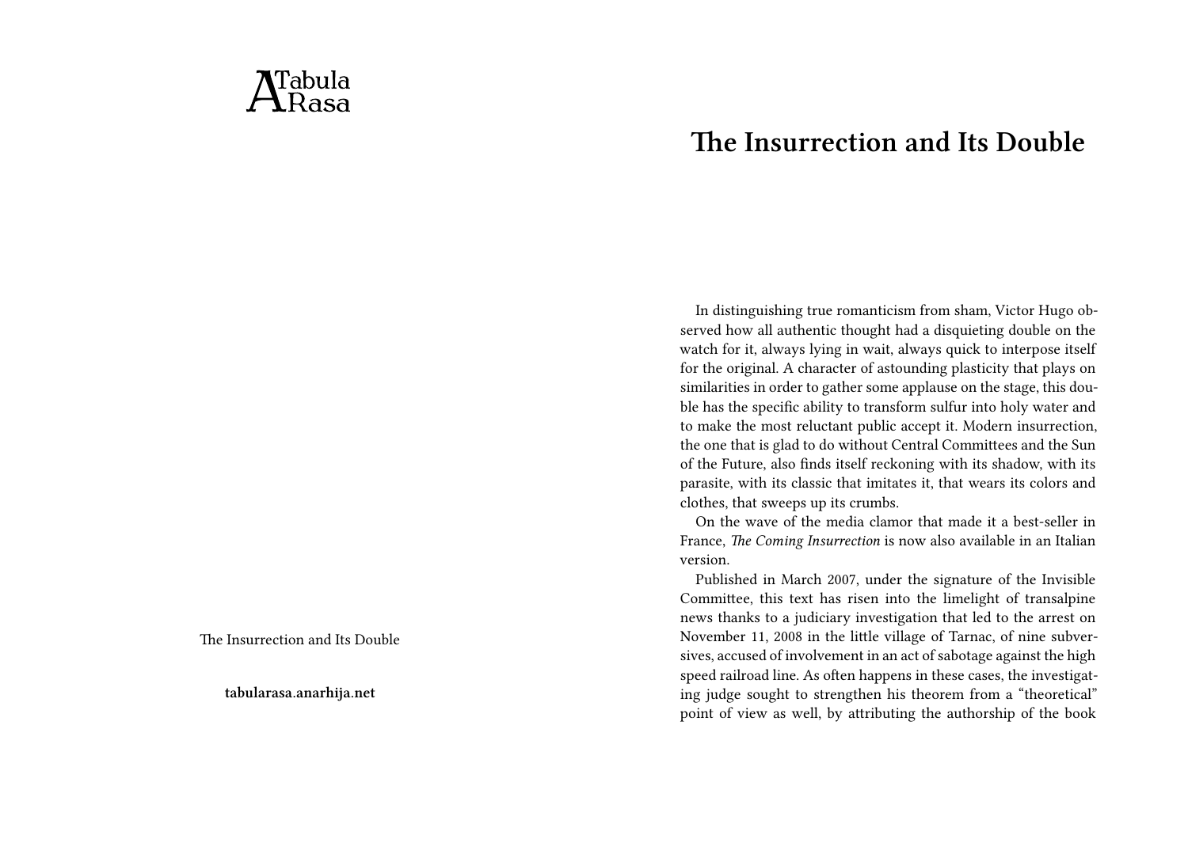Tabula Rasa

The Insurrection and Its Double

tabularasa.anarhija.net

# The Insurrection and Its Double

In distinguishing true romanticism from sham, Victor Hugo observed how all authentic thought had a disquieting double on the watch for it, always lying in wait, always quick to interpose itself for the original. A character of astounding plasticity that plays on similarities in order to gather some applause on the stage, this double has the specific ability to transform sulfur into holy water and to make the most reluctant public accept it. Modern insurrection, the one that is glad to do without Central Committees and the Sun of the Future, also finds itself reckoning with its shadow, with its parasite, with its classic that imitates it, that wears its colors and clothes, that sweeps up its crumbs.

On the wave of the media clamor that made it a best-seller in France, *The Coming Insurrection* is now also available in an Italian version.

Published in March 2007, under the signature of the Invisible Committee, this text has risen into the limelight of transalpine news thanks to a judiciary investigation that led to the arrest on November 11, 2008 in the little village of Tarnac, of nine subversives, accused of involvement in an act of sabotage against the high speed railroad line. As often happens in these cases, the investigating judge sought to strengthen his theorem from a "theoretical" point of view as well, by attributing the authorship of the book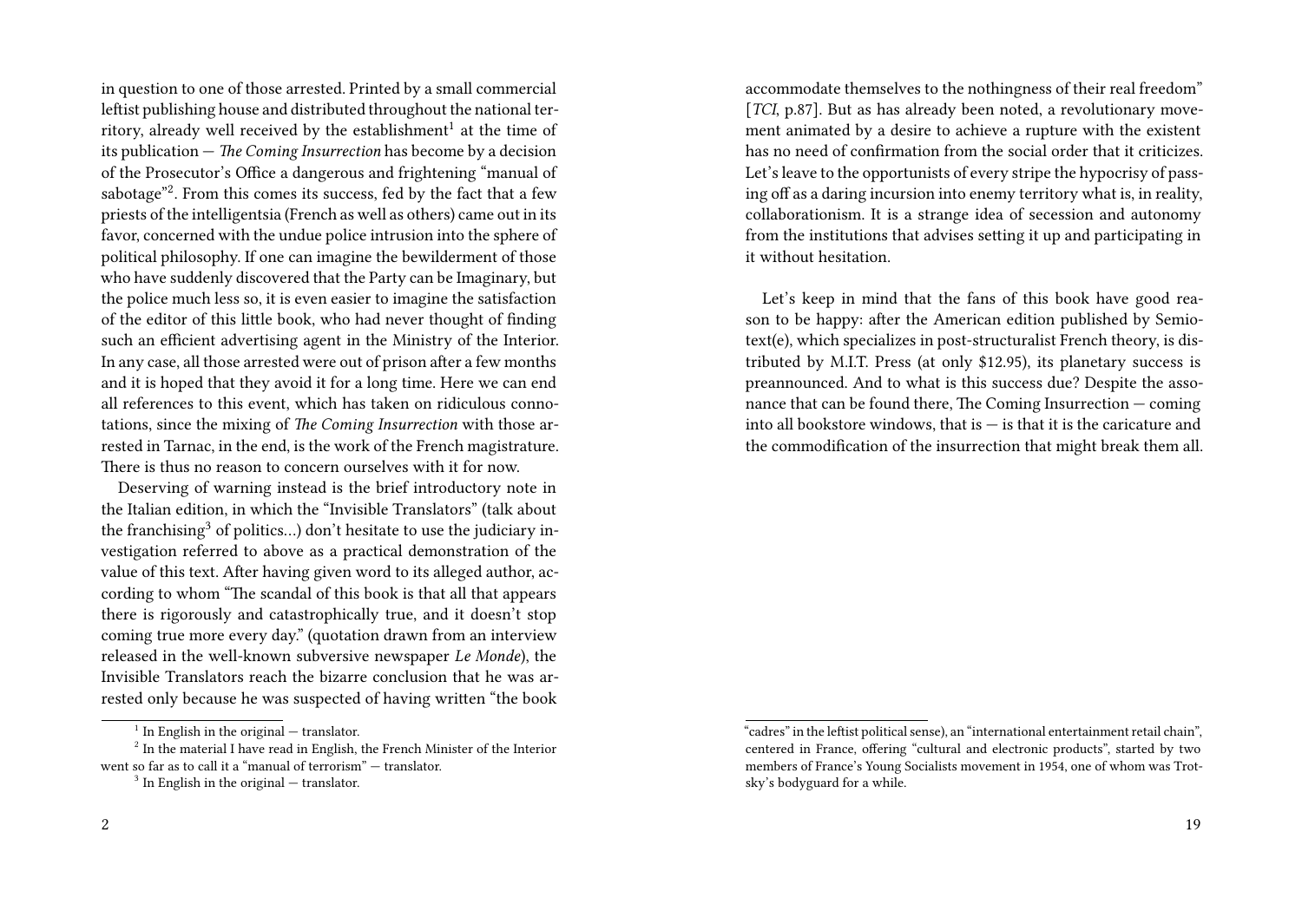in question to one of those arrested. Printed by a small commercial leftist publishing house and distributed throughout the national territory, already well received by the establishment[1] at the time of its publication — *The Coming Insurrection* has become by a decision of the Prosecutor's Office a dangerous and frightening "manual of sabotage"[2]. From this comes its success, fed by the fact that a few priests of the intelligentsia (French as well as others) came out in its favor, concerned with the undue police intrusion into the sphere of political philosophy. If one can imagine the bewilderment of those who have suddenly discovered that the Party can be Imaginary, but the police much less so, it is even easier to imagine the satisfaction of the editor of this little book, who had never thought of finding such an efficient advertising agent in the Ministry of the Interior. In any case, all those arrested were out of prison after a few months and it is hoped that they avoid it for a long time. Here we can end all references to this event, which has taken on ridiculous connotations, since the mixing of *The Coming Insurrection* with those arrested in Tarnac, in the end, is the work of the French magistrature. There is thus no reason to concern ourselves with it for now.

Deserving of warning instead is the brief introductory note in the Italian edition, in which the "Invisible Translators" (talk about the franchising[3] of politics…) don't hesitate to use the judiciary investigation referred to above as a practical demonstration of the value of this text. After having given word to its alleged author, according to whom "The scandal of this book is that all that appears there is rigorously and catastrophically true, and it doesn't stop coming true more every day." (quotation drawn from an interview released in the well-known subversive newspaper *Le Monde*), the Invisible Translators reach the bizarre conclusion that he was arrested only because he was suspected of having written "the book

[1] In English in the original — translator.

[2] In the material I have read in English, the French Minister of the Interior went so far as to call it a "manual of terrorism" — translator.

[3] In English in the original — translator.

accommodate themselves to the nothingness of their real freedom" [*TCI*, p.87]. But as has already been noted, a revolutionary movement animated by a desire to achieve a rupture with the existent has no need of confirmation from the social order that it criticizes. Let's leave to the opportunists of every stripe the hypocrisy of passing off as a daring incursion into enemy territory what is, in reality, collaborationism. It is a strange idea of secession and autonomy from the institutions that advises setting it up and participating in it without hesitation.

Let's keep in mind that the fans of this book have good reason to be happy: after the American edition published by Semiotext(e), which specializes in post-structuralist French theory, is distributed by M.I.T. Press (at only $12.95), its planetary success is preannounced. And to what is this success due? Despite the assonance that can be found there, The Coming Insurrection — coming into all bookstore windows, that is — is that it is the caricature and the commodification of the insurrection that might break them all.

"cadres" in the leftist political sense), an "international entertainment retail chain", centered in France, offering "cultural and electronic products", started by two members of France's Young Socialists movement in 1954, one of whom was Trotsky's bodyguard for a while.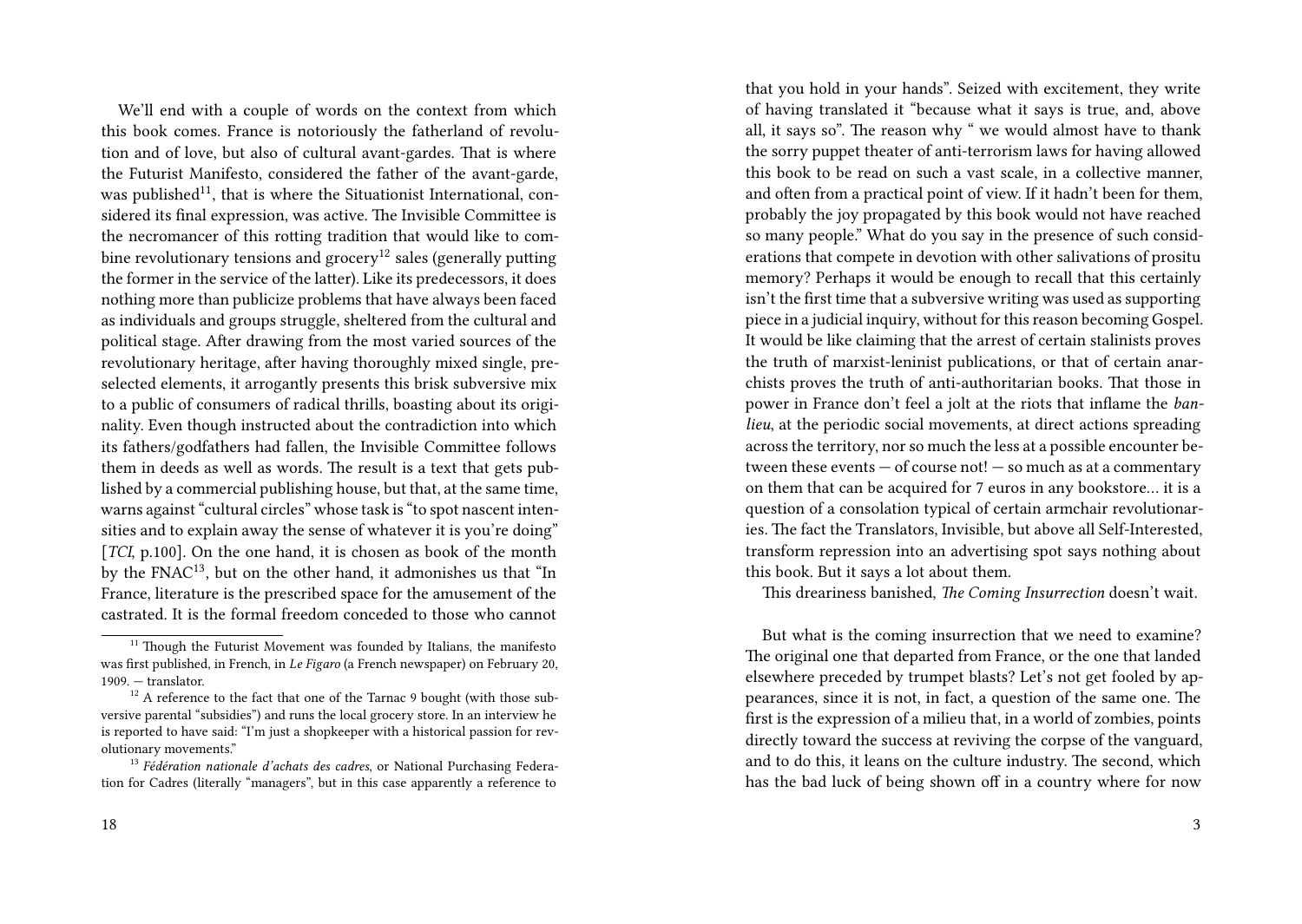We'll end with a couple of words on the context from which this book comes. France is notoriously the fatherland of revolution and of love, but also of cultural avant-gardes. That is where the Futurist Manifesto, considered the father of the avant-garde, was published[11], that is where the Situationist International, considered its final expression, was active. The Invisible Committee is the necromancer of this rotting tradition that would like to combine revolutionary tensions and grocery[12] sales (generally putting the former in the service of the latter). Like its predecessors, it does nothing more than publicize problems that have always been faced as individuals and groups struggle, sheltered from the cultural and political stage. After drawing from the most varied sources of the revolutionary heritage, after having thoroughly mixed single, preselected elements, it arrogantly presents this brisk subversive mix to a public of consumers of radical thrills, boasting about its originality. Even though instructed about the contradiction into which its fathers/godfathers had fallen, the Invisible Committee follows them in deeds as well as words. The result is a text that gets published by a commercial publishing house, but that, at the same time, warns against "cultural circles" whose task is "to spot nascent intensities and to explain away the sense of whatever it is you're doing" [*TCI*, p.100]. On the one hand, it is chosen as book of the month by the FNAC[13], but on the other hand, it admonishes us that "In France, literature is the prescribed space for the amusement of the castrated. It is the formal freedom conceded to those who cannot

[11] Though the Futurist Movement was founded by Italians, the manifesto was first published, in French, in *Le Figaro* (a French newspaper) on February 20, 1909. — translator.

[12] A reference to the fact that one of the Tarnac 9 bought (with those subversive parental "subsidies") and runs the local grocery store. In an interview he is reported to have said: "I'm just a shopkeeper with a historical passion for revolutionary movements."

[13] *Fédération nationale d'achats des cadres*, or National Purchasing Federation for Cadres (literally "managers", but in this case apparently a reference to

that you hold in your hands". Seized with excitement, they write of having translated it "because what it says is true, and, above all, it says so". The reason why " we would almost have to thank the sorry puppet theater of anti-terrorism laws for having allowed this book to be read on such a vast scale, in a collective manner, and often from a practical point of view. If it hadn't been for them, probably the joy propagated by this book would not have reached so many people." What do you say in the presence of such considerations that compete in devotion with other salivations of prositu memory? Perhaps it would be enough to recall that this certainly isn't the first time that a subversive writing was used as supporting piece in a judicial inquiry, without for this reason becoming Gospel. It would be like claiming that the arrest of certain stalinists proves the truth of marxist-leninist publications, or that of certain anarchists proves the truth of anti-authoritarian books. That those in power in France don't feel a jolt at the riots that inflame the *banlieu*, at the periodic social movements, at direct actions spreading across the territory, nor so much the less at a possible encounter between these events — of course not! — so much as at a commentary on them that can be acquired for 7 euros in any bookstore… it is a question of a consolation typical of certain armchair revolutionaries. The fact the Translators, Invisible, but above all Self-Interested, transform repression into an advertising spot says nothing about this book. But it says a lot about them.

This dreariness banished, *The Coming Insurrection* doesn't wait.

But what is the coming insurrection that we need to examine? The original one that departed from France, or the one that landed elsewhere preceded by trumpet blasts? Let's not get fooled by appearances, since it is not, in fact, a question of the same one. The first is the expression of a milieu that, in a world of zombies, points directly toward the success at reviving the corpse of the vanguard, and to do this, it leans on the culture industry. The second, which has the bad luck of being shown off in a country where for now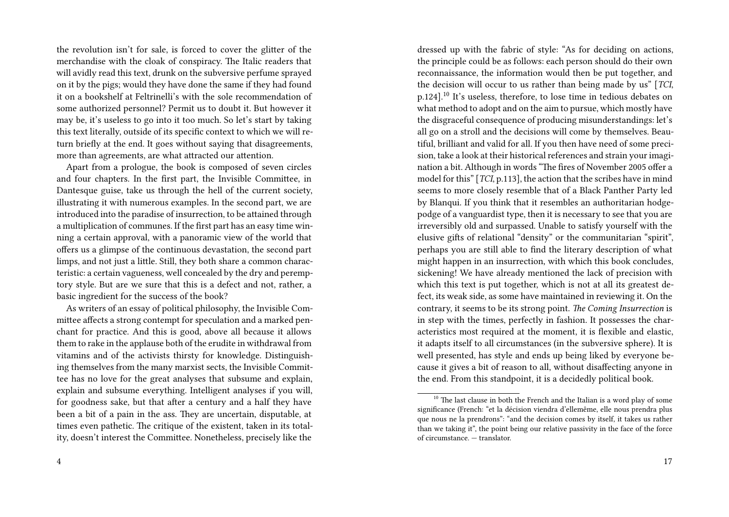the revolution isn't for sale, is forced to cover the glitter of the merchandise with the cloak of conspiracy. The Italic readers that will avidly read this text, drunk on the subversive perfume sprayed on it by the pigs; would they have done the same if they had found it on a bookshelf at Feltrinelli's with the sole recommendation of some authorized personnel? Permit us to doubt it. But however it may be, it's useless to go into it too much. So let's start by taking this text literally, outside of its specific context to which we will return briefly at the end. It goes without saying that disagreements, more than agreements, are what attracted our attention.

Apart from a prologue, the book is composed of seven circles and four chapters. In the first part, the Invisible Committee, in Dantesque guise, take us through the hell of the current society, illustrating it with numerous examples. In the second part, we are introduced into the paradise of insurrection, to be attained through a multiplication of communes. If the first part has an easy time winning a certain approval, with a panoramic view of the world that offers us a glimpse of the continuous devastation, the second part limps, and not just a little. Still, they both share a common characteristic: a certain vagueness, well concealed by the dry and peremptory style. But are we sure that this is a defect and not, rather, a basic ingredient for the success of the book?

As writers of an essay of political philosophy, the Invisible Committee affects a strong contempt for speculation and a marked penchant for practice. And this is good, above all because it allows them to rake in the applause both of the erudite in withdrawal from vitamins and of the activists thirsty for knowledge. Distinguishing themselves from the many marxist sects, the Invisible Committee has no love for the great analyses that subsume and explain, explain and subsume everything. Intelligent analyses if you will, for goodness sake, but that after a century and a half they have been a bit of a pain in the ass. They are uncertain, disputable, at times even pathetic. The critique of the existent, taken in its totality, doesn't interest the Committee. Nonetheless, precisely like the

dressed up with the fabric of style: "As for deciding on actions, the principle could be as follows: each person should do their own reconnaissance, the information would then be put together, and the decision would occur to us rather than being made by us" [*TCI*, p.124].[10] It's useless, therefore, to lose time in tedious debates on what method to adopt and on the aim to pursue, which mostly have the disgraceful consequence of producing misunderstandings: let's all go on a stroll and the decisions will come by themselves. Beautiful, brilliant and valid for all. If you then have need of some precision, take a look at their historical references and strain your imagination a bit. Although in words "The fires of November 2005 offer a model for this" [*TCI*, p.113], the action that the scribes have in mind seems to more closely resemble that of a Black Panther Party led by Blanqui. If you think that it resembles an authoritarian hodgepodge of a vanguardist type, then it is necessary to see that you are irreversibly old and surpassed. Unable to satisfy yourself with the elusive gifts of relational "density" or the communitarian "spirit", perhaps you are still able to find the literary description of what might happen in an insurrection, with which this book concludes, sickening! We have already mentioned the lack of precision with which this text is put together, which is not at all its greatest defect, its weak side, as some have maintained in reviewing it. On the contrary, it seems to be its strong point. *The Coming Insurrection* is in step with the times, perfectly in fashion. It possesses the characteristics most required at the moment, it is flexible and elastic, it adapts itself to all circumstances (in the subversive sphere). It is well presented, has style and ends up being liked by everyone because it gives a bit of reason to all, without disaffecting anyone in the end. From this standpoint, it is a decidedly political book.

[10] The last clause in both the French and the Italian is a word play of some significance (French: "et la décision viendra d'ellemême, elle nous prendra plus que nous ne la prendrons": "and the decision comes by itself, it takes us rather than we taking it", the point being our relative passivity in the face of the force of circumstance. — translator.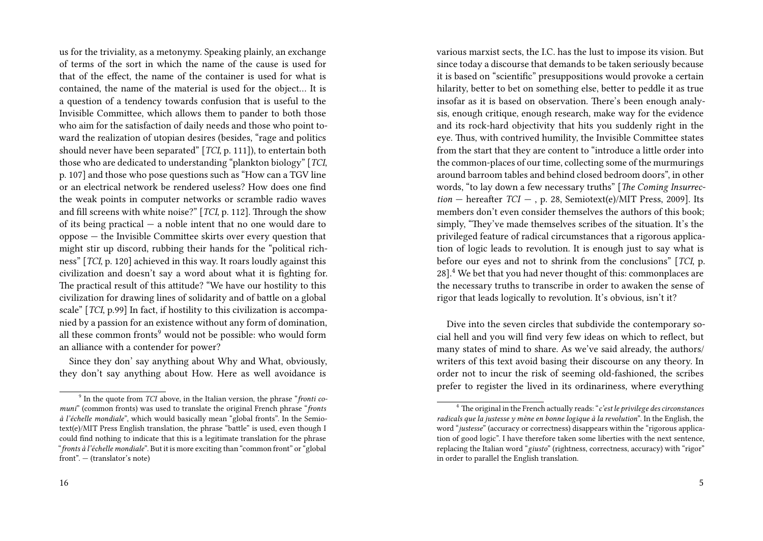us for the triviality, as a metonymy. Speaking plainly, an exchange of terms of the sort in which the name of the cause is used for that of the effect, the name of the container is used for what is contained, the name of the material is used for the object… It is a question of a tendency towards confusion that is useful to the Invisible Committee, which allows them to pander to both those who aim for the satisfaction of daily needs and those who point toward the realization of utopian desires (besides, "rage and politics should never have been separated" [*TCI*, p. 111]), to entertain both those who are dedicated to understanding "plankton biology" [*TCI*, p. 107] and those who pose questions such as "How can a TGV line or an electrical network be rendered useless? How does one find the weak points in computer networks or scramble radio waves and fill screens with white noise?" [*TCI*, p. 112]. Through the show of its being practical — a noble intent that no one would dare to oppose — the Invisible Committee skirts over every question that might stir up discord, rubbing their hands for the "political richness" [*TCI*, p. 120] achieved in this way. It roars loudly against this civilization and doesn't say a word about what it is fighting for. The practical result of this attitude? "We have our hostility to this civilization for drawing lines of solidarity and of battle on a global scale" [*TCI*, p.99] In fact, if hostility to this civilization is accompanied by a passion for an existence without any form of domination, all these common fronts[9] would not be possible: who would form an alliance with a contender for power?

Since they don' say anything about Why and What, obviously, they don't say anything about How. Here as well avoidance is

[9] In the quote from *TCI* above, in the Italian version, the phrase "*fronti comuni*" (common fronts) was used to translate the original French phrase "*fronts à l'échelle mondiale*", which would basically mean "global fronts". In the Semiotext(e)/MIT Press English translation, the phrase "battle" is used, even though I could find nothing to indicate that this is a legitimate translation for the phrase "*fronts à l'échelle mondiale*". But it is more exciting than "common front" or "global front". — (translator's note)

various marxist sects, the I.C. has the lust to impose its vision. But since today a discourse that demands to be taken seriously because it is based on "scientific" presuppositions would provoke a certain hilarity, better to bet on something else, better to peddle it as true insofar as it is based on observation. There's been enough analysis, enough critique, enough research, make way for the evidence and its rock-hard objectivity that hits you suddenly right in the eye. Thus, with contrived humility, the Invisible Committee states from the start that they are content to "introduce a little order into the common-places of our time, collecting some of the murmurings around barroom tables and behind closed bedroom doors", in other words, "to lay down a few necessary truths" [*The Coming Insurrection* — hereafter *TCI* — , p. 28, Semiotext(e)/MIT Press, 2009]. Its members don't even consider themselves the authors of this book; simply, "They've made themselves scribes of the situation. It's the privileged feature of radical circumstances that a rigorous application of logic leads to revolution. It is enough just to say what is before our eyes and not to shrink from the conclusions" [*TCI*, p. 28].[4] We bet that you had never thought of this: commonplaces are the necessary truths to transcribe in order to awaken the sense of rigor that leads logically to revolution. It's obvious, isn't it?

Dive into the seven circles that subdivide the contemporary social hell and you will find very few ideas on which to reflect, but many states of mind to share. As we've said already, the authors/writers of this text avoid basing their discourse on any theory. In order not to incur the risk of seeming old-fashioned, the scribes prefer to register the lived in its ordinariness, where everything

[4] The original in the French actually reads: "*c'est le privilege des circonstances radicals que la justesse y mène en bonne logique à la revolution*". In the English, the word "*justesse*" (accuracy or correctness) disappears within the "rigorous application of good logic". I have therefore taken some liberties with the next sentence, replacing the Italian word "*giusto*" (rightness, correctness, accuracy) with "rigor" in order to parallel the English translation.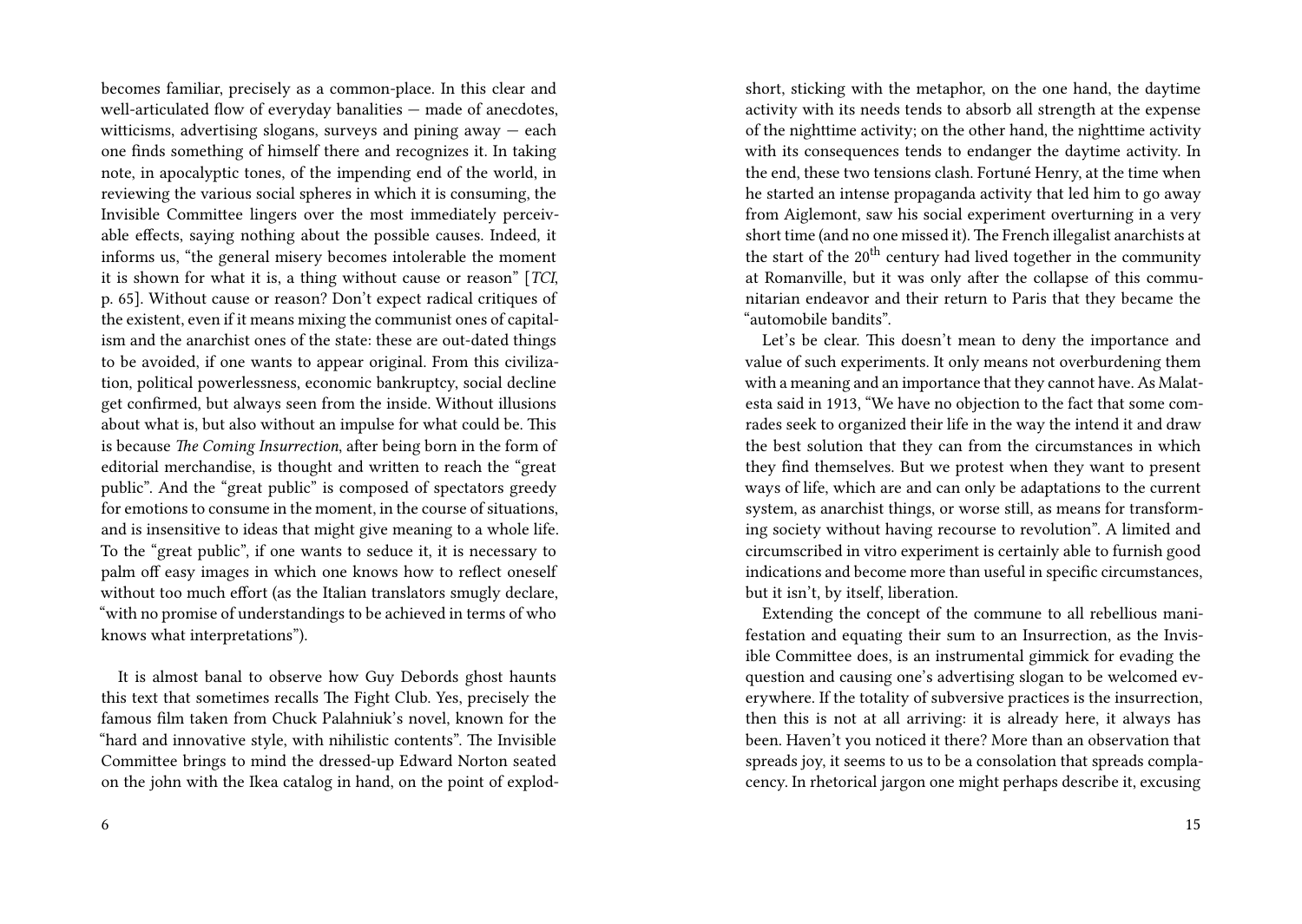becomes familiar, precisely as a common-place. In this clear and well-articulated flow of everyday banalities — made of anecdotes, witticisms, advertising slogans, surveys and pining away — each one finds something of himself there and recognizes it. In taking note, in apocalyptic tones, of the impending end of the world, in reviewing the various social spheres in which it is consuming, the Invisible Committee lingers over the most immediately perceivable effects, saying nothing about the possible causes. Indeed, it informs us, "the general misery becomes intolerable the moment it is shown for what it is, a thing without cause or reason" [*TCI*, p. 65]. Without cause or reason? Don't expect radical critiques of the existent, even if it means mixing the communist ones of capitalism and the anarchist ones of the state: these are out-dated things to be avoided, if one wants to appear original. From this civilization, political powerlessness, economic bankruptcy, social decline get confirmed, but always seen from the inside. Without illusions about what is, but also without an impulse for what could be. This is because *The Coming Insurrection*, after being born in the form of editorial merchandise, is thought and written to reach the "great public". And the "great public" is composed of spectators greedy for emotions to consume in the moment, in the course of situations, and is insensitive to ideas that might give meaning to a whole life. To the "great public", if one wants to seduce it, it is necessary to palm off easy images in which one knows how to reflect oneself without too much effort (as the Italian translators smugly declare, "with no promise of understandings to be achieved in terms of who knows what interpretations").

It is almost banal to observe how Guy Debords ghost haunts this text that sometimes recalls The Fight Club. Yes, precisely the famous film taken from Chuck Palahniuk's novel, known for the "hard and innovative style, with nihilistic contents". The Invisible Committee brings to mind the dressed-up Edward Norton seated on the john with the Ikea catalog in hand, on the point of explod-

short, sticking with the metaphor, on the one hand, the daytime activity with its needs tends to absorb all strength at the expense of the nighttime activity; on the other hand, the nighttime activity with its consequences tends to endanger the daytime activity. In the end, these two tensions clash. Fortuné Henry, at the time when he started an intense propaganda activity that led him to go away from Aiglemont, saw his social experiment overturning in a very short time (and no one missed it). The French illegalist anarchists at the start of the 20[th] century had lived together in the community at Romanville, but it was only after the collapse of this communitarian endeavor and their return to Paris that they became the "automobile bandits".

Let's be clear. This doesn't mean to deny the importance and value of such experiments. It only means not overburdening them with a meaning and an importance that they cannot have. As Malatesta said in 1913, "We have no objection to the fact that some comrades seek to organized their life in the way the intend it and draw the best solution that they can from the circumstances in which they find themselves. But we protest when they want to present ways of life, which are and can only be adaptations to the current system, as anarchist things, or worse still, as means for transforming society without having recourse to revolution". A limited and circumscribed in vitro experiment is certainly able to furnish good indications and become more than useful in specific circumstances, but it isn't, by itself, liberation.

Extending the concept of the commune to all rebellious manifestation and equating their sum to an Insurrection, as the Invisible Committee does, is an instrumental gimmick for evading the question and causing one's advertising slogan to be welcomed everywhere. If the totality of subversive practices is the insurrection, then this is not at all arriving: it is already here, it always has been. Haven't you noticed it there? More than an observation that spreads joy, it seems to us to be a consolation that spreads complacency. In rhetorical jargon one might perhaps describe it, excusing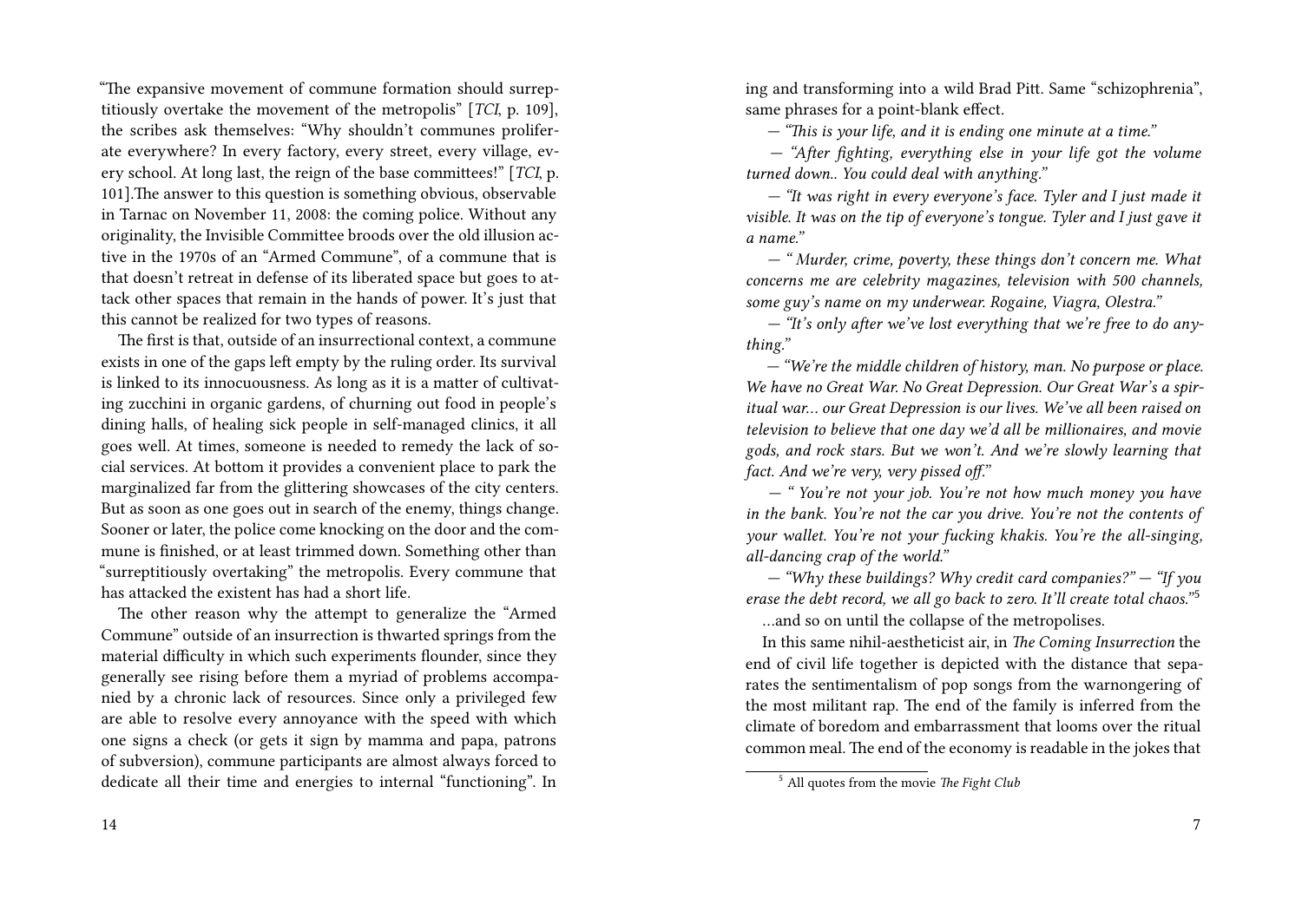"The expansive movement of commune formation should surreptitiously overtake the movement of the metropolis" [*TCI*, p. 109], the scribes ask themselves: "Why shouldn't communes proliferate everywhere? In every factory, every street, every village, every school. At long last, the reign of the base committees!" [*TCI*, p. 101].The answer to this question is something obvious, observable in Tarnac on November 11, 2008: the coming police. Without any originality, the Invisible Committee broods over the old illusion active in the 1970s of an "Armed Commune", of a commune that is that doesn't retreat in defense of its liberated space but goes to attack other spaces that remain in the hands of power. It's just that this cannot be realized for two types of reasons.

The first is that, outside of an insurrectional context, a commune exists in one of the gaps left empty by the ruling order. Its survival is linked to its innocuousness. As long as it is a matter of cultivating zucchini in organic gardens, of churning out food in people's dining halls, of healing sick people in self-managed clinics, it all goes well. At times, someone is needed to remedy the lack of social services. At bottom it provides a convenient place to park the marginalized far from the glittering showcases of the city centers. But as soon as one goes out in search of the enemy, things change. Sooner or later, the police come knocking on the door and the commune is finished, or at least trimmed down. Something other than "surreptitiously overtaking" the metropolis. Every commune that has attacked the existent has had a short life.

The other reason why the attempt to generalize the "Armed Commune" outside of an insurrection is thwarted springs from the material difficulty in which such experiments flounder, since they generally see rising before them a myriad of problems accompanied by a chronic lack of resources. Since only a privileged few are able to resolve every annoyance with the speed with which one signs a check (or gets it sign by mamma and papa, patrons of subversion), commune participants are almost always forced to dedicate all their time and energies to internal "functioning". In

ing and transforming into a wild Brad Pitt. Same "schizophrenia", same phrases for a point-blank effect.

— *"This is your life, and it is ending one minute at a time."*

— *"After fighting, everything else in your life got the volume turned down.. You could deal with anything."*

— *"It was right in every everyone's face. Tyler and I just made it visible. It was on the tip of everyone's tongue. Tyler and I just gave it a name."*

— *" Murder, crime, poverty, these things don't concern me. What concerns me are celebrity magazines, television with 500 channels, some guy's name on my underwear. Rogaine, Viagra, Olestra."*

— *"It's only after we've lost everything that we're free to do anything."*

— *"We're the middle children of history, man. No purpose or place. We have no Great War. No Great Depression. Our Great War's a spiritual war… our Great Depression is our lives. We've all been raised on television to believe that one day we'd all be millionaires, and movie gods, and rock stars. But we won't. And we're slowly learning that fact. And we're very, very pissed off."*

— *" You're not your job. You're not how much money you have in the bank. You're not the car you drive. You're not the contents of your wallet. You're not your fucking khakis. You're the all-singing, all-dancing crap of the world."*

— *"Why these buildings? Why credit card companies?"* — *"If you erase the debt record, we all go back to zero. It'll create total chaos."*[5]

…and so on until the collapse of the metropolises.

In this same nihil-aestheticist air, in *The Coming Insurrection* the end of civil life together is depicted with the distance that separates the sentimentalism of pop songs from the warnongering of the most militant rap. The end of the family is inferred from the climate of boredom and embarrassment that looms over the ritual common meal. The end of the economy is readable in the jokes that

[5] All quotes from the movie *The Fight Club*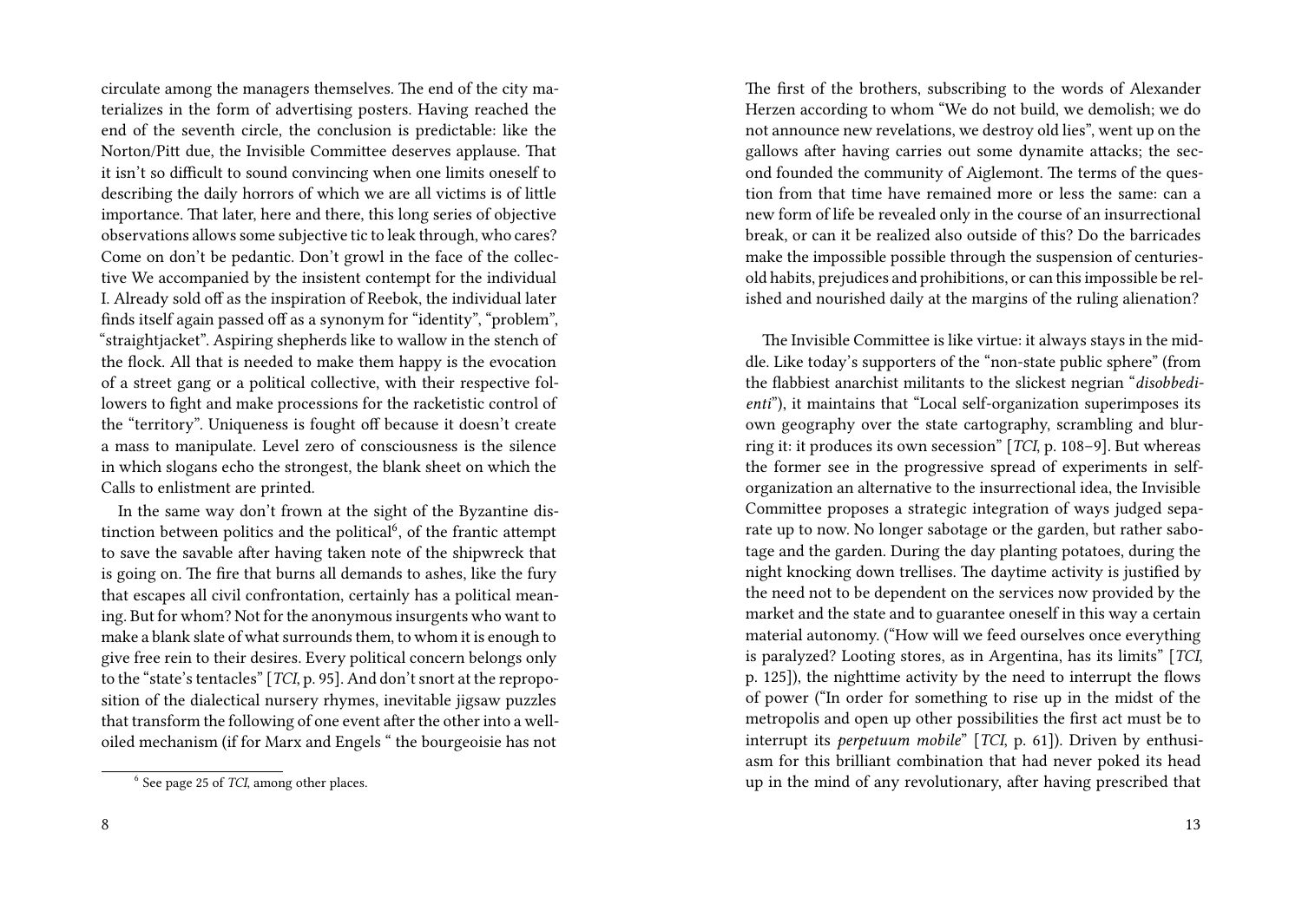circulate among the managers themselves. The end of the city materializes in the form of advertising posters. Having reached the end of the seventh circle, the conclusion is predictable: like the Norton/Pitt due, the Invisible Committee deserves applause. That it isn't so difficult to sound convincing when one limits oneself to describing the daily horrors of which we are all victims is of little importance. That later, here and there, this long series of objective observations allows some subjective tic to leak through, who cares? Come on don't be pedantic. Don't growl in the face of the collective We accompanied by the insistent contempt for the individual I. Already sold off as the inspiration of Reebok, the individual later finds itself again passed off as a synonym for "identity", "problem", "straightjacket". Aspiring shepherds like to wallow in the stench of the flock. All that is needed to make them happy is the evocation of a street gang or a political collective, with their respective followers to fight and make processions for the racketistic control of the "territory". Uniqueness is fought off because it doesn't create a mass to manipulate. Level zero of consciousness is the silence in which slogans echo the strongest, the blank sheet on which the Calls to enlistment are printed.

In the same way don't frown at the sight of the Byzantine distinction between politics and the political[6], of the frantic attempt to save the savable after having taken note of the shipwreck that is going on. The fire that burns all demands to ashes, like the fury that escapes all civil confrontation, certainly has a political meaning. But for whom? Not for the anonymous insurgents who want to make a blank slate of what surrounds them, to whom it is enough to give free rein to their desires. Every political concern belongs only to the "state's tentacles" [*TCI*, p. 95]. And don't snort at the reproposition of the dialectical nursery rhymes, inevitable jigsaw puzzles that transform the following of one event after the other into a well-oiled mechanism (if for Marx and Engels " the bourgeoisie has not

[6] See page 25 of *TCI*, among other places.

The first of the brothers, subscribing to the words of Alexander Herzen according to whom "We do not build, we demolish; we do not announce new revelations, we destroy old lies", went up on the gallows after having carries out some dynamite attacks; the second founded the community of Aiglemont. The terms of the question from that time have remained more or less the same: can a new form of life be revealed only in the course of an insurrectional break, or can it be realized also outside of this? Do the barricades make the impossible possible through the suspension of centuries-old habits, prejudices and prohibitions, or can this impossible be relished and nourished daily at the margins of the ruling alienation?

The Invisible Committee is like virtue: it always stays in the middle. Like today's supporters of the "non-state public sphere" (from the flabbiest anarchist militants to the slickest negrian "*disobbedienti*"), it maintains that "Local self-organization superimposes its own geography over the state cartography, scrambling and blurring it: it produces its own secession" [*TCI*, p. 108–9]. But whereas the former see in the progressive spread of experiments in self-organization an alternative to the insurrectional idea, the Invisible Committee proposes a strategic integration of ways judged separate up to now. No longer sabotage or the garden, but rather sabotage and the garden. During the day planting potatoes, during the night knocking down trellises. The daytime activity is justified by the need not to be dependent on the services now provided by the market and the state and to guarantee oneself in this way a certain material autonomy. ("How will we feed ourselves once everything is paralyzed? Looting stores, as in Argentina, has its limits" [*TCI*, p. 125]), the nighttime activity by the need to interrupt the flows of power ("In order for something to rise up in the midst of the metropolis and open up other possibilities the first act must be to interrupt its *perpetuum mobile*" [*TCI*, p. 61]). Driven by enthusiasm for this brilliant combination that had never poked its head up in the mind of any revolutionary, after having prescribed that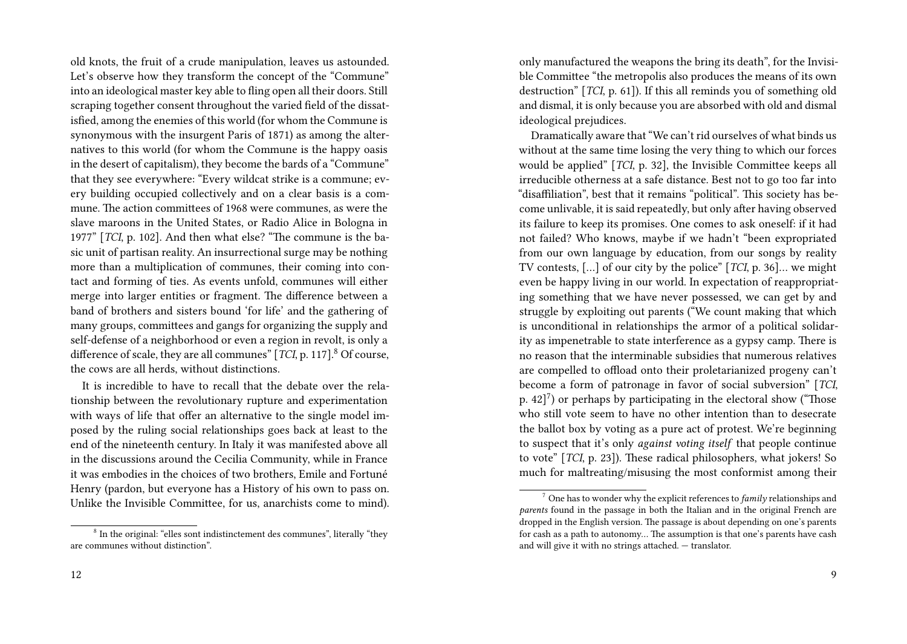old knots, the fruit of a crude manipulation, leaves us astounded. Let's observe how they transform the concept of the "Commune" into an ideological master key able to fling open all their doors. Still scraping together consent throughout the varied field of the dissatisfied, among the enemies of this world (for whom the Commune is synonymous with the insurgent Paris of 1871) as among the alternatives to this world (for whom the Commune is the happy oasis in the desert of capitalism), they become the bards of a "Commune" that they see everywhere: "Every wildcat strike is a commune; every building occupied collectively and on a clear basis is a commune. The action committees of 1968 were communes, as were the slave maroons in the United States, or Radio Alice in Bologna in 1977" [*TCI*, p. 102]. And then what else? "The commune is the basic unit of partisan reality. An insurrectional surge may be nothing more than a multiplication of communes, their coming into contact and forming of ties. As events unfold, communes will either merge into larger entities or fragment. The difference between a band of brothers and sisters bound 'for life' and the gathering of many groups, committees and gangs for organizing the supply and self-defense of a neighborhood or even a region in revolt, is only a difference of scale, they are all communes" [*TCI*, p. 117].[8] Of course, the cows are all herds, without distinctions.

It is incredible to have to recall that the debate over the relationship between the revolutionary rupture and experimentation with ways of life that offer an alternative to the single model imposed by the ruling social relationships goes back at least to the end of the nineteenth century. In Italy it was manifested above all in the discussions around the Cecilia Community, while in France it was embodies in the choices of two brothers, Emile and Fortuné Henry (pardon, but everyone has a History of his own to pass on. Unlike the Invisible Committee, for us, anarchists come to mind).

[8] In the original: "elles sont indistinctement des communes", literally "they are communes without distinction".

only manufactured the weapons the bring its death", for the Invisible Committee "the metropolis also produces the means of its own destruction" [*TCI*, p. 61]). If this all reminds you of something old and dismal, it is only because you are absorbed with old and dismal ideological prejudices.

Dramatically aware that "We can't rid ourselves of what binds us without at the same time losing the very thing to which our forces would be applied" [*TCI*, p. 32], the Invisible Committee keeps all irreducible otherness at a safe distance. Best not to go too far into "disaffiliation", best that it remains "political". This society has become unlivable, it is said repeatedly, but only after having observed its failure to keep its promises. One comes to ask oneself: if it had not failed? Who knows, maybe if we hadn't "been expropriated from our own language by education, from our songs by reality TV contests, […] of our city by the police" [*TCI*, p. 36]… we might even be happy living in our world. In expectation of reappropriating something that we have never possessed, we can get by and struggle by exploiting out parents ("We count making that which is unconditional in relationships the armor of a political solidarity as impenetrable to state interference as a gypsy camp. There is no reason that the interminable subsidies that numerous relatives are compelled to offload onto their proletarianized progeny can't become a form of patronage in favor of social subversion" [*TCI*, p. 42][7]) or perhaps by participating in the electoral show ("Those who still vote seem to have no other intention than to desecrate the ballot box by voting as a pure act of protest. We're beginning to suspect that it's only *against voting itself* that people continue to vote" [*TCI*, p. 23]). These radical philosophers, what jokers! So much for maltreating/misusing the most conformist among their

[7] One has to wonder why the explicit references to *family* relationships and *parents* found in the passage in both the Italian and in the original French are dropped in the English version. The passage is about depending on one's parents for cash as a path to autonomy… The assumption is that one's parents have cash and will give it with no strings attached. — translator.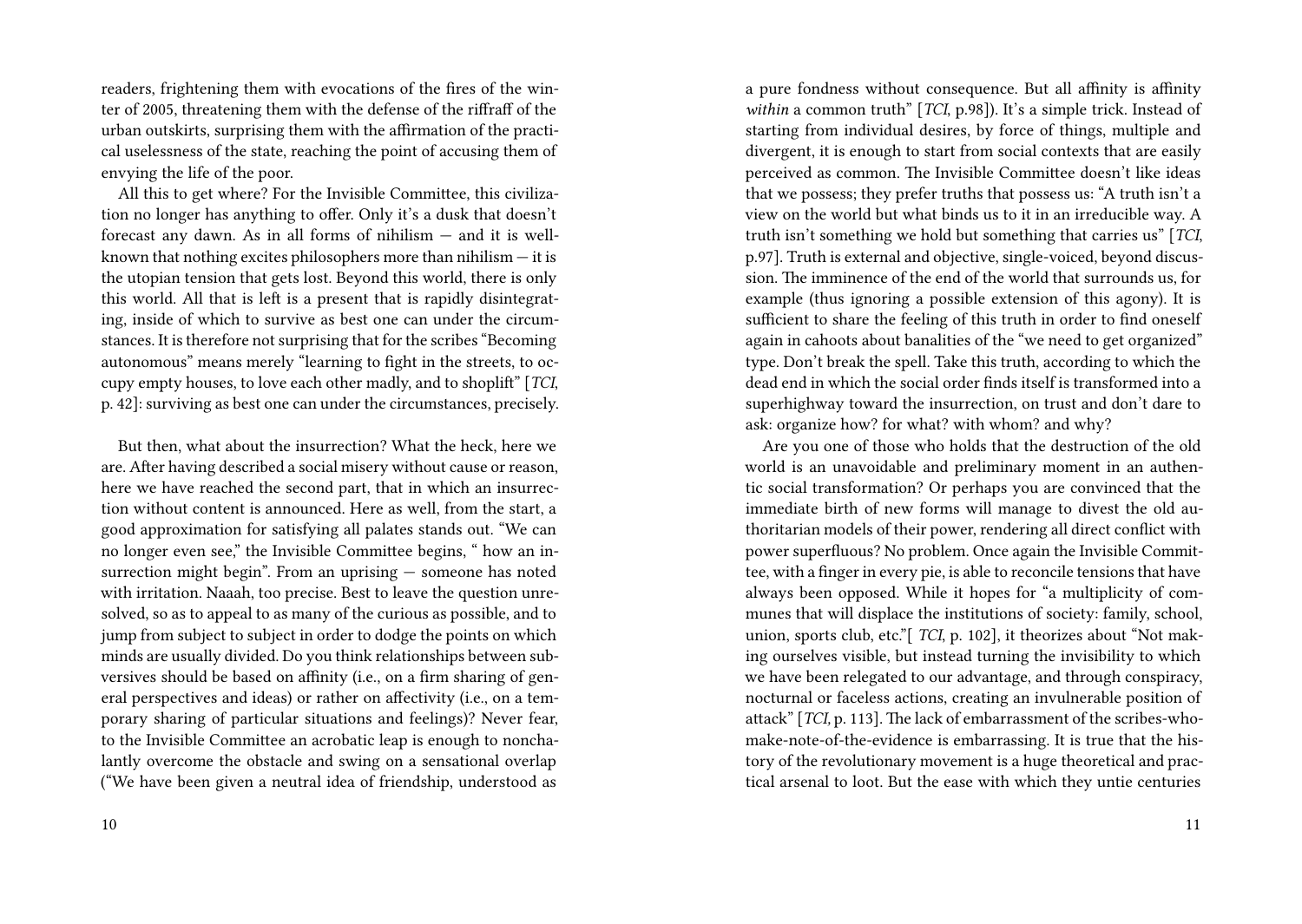readers, frightening them with evocations of the fires of the winter of 2005, threatening them with the defense of the riffraff of the urban outskirts, surprising them with the affirmation of the practical uselessness of the state, reaching the point of accusing them of envying the life of the poor.

All this to get where? For the Invisible Committee, this civilization no longer has anything to offer. Only it's a dusk that doesn't forecast any dawn. As in all forms of nihilism — and it is well-known that nothing excites philosophers more than nihilism — it is the utopian tension that gets lost. Beyond this world, there is only this world. All that is left is a present that is rapidly disintegrating, inside of which to survive as best one can under the circumstances. It is therefore not surprising that for the scribes "Becoming autonomous" means merely "learning to fight in the streets, to occupy empty houses, to love each other madly, and to shoplift" [*TCI*, p. 42]: surviving as best one can under the circumstances, precisely.

But then, what about the insurrection? What the heck, here we are. After having described a social misery without cause or reason, here we have reached the second part, that in which an insurrection without content is announced. Here as well, from the start, a good approximation for satisfying all palates stands out. "We can no longer even see," the Invisible Committee begins, " how an insurrection might begin". From an uprising — someone has noted with irritation. Naaah, too precise. Best to leave the question unresolved, so as to appeal to as many of the curious as possible, and to jump from subject to subject in order to dodge the points on which minds are usually divided. Do you think relationships between subversives should be based on affinity (i.e., on a firm sharing of general perspectives and ideas) or rather on affectivity (i.e., on a temporary sharing of particular situations and feelings)? Never fear, to the Invisible Committee an acrobatic leap is enough to nonchalantly overcome the obstacle and swing on a sensational overlap ("We have been given a neutral idea of friendship, understood as a pure fondness without consequence. But all affinity is affinity *within* a common truth" [*TCI*, p.98]). It's a simple trick. Instead of starting from individual desires, by force of things, multiple and divergent, it is enough to start from social contexts that are easily perceived as common. The Invisible Committee doesn't like ideas that we possess; they prefer truths that possess us: "A truth isn't a view on the world but what binds us to it in an irreducible way. A truth isn't something we hold but something that carries us" [*TCI*, p.97]. Truth is external and objective, single-voiced, beyond discussion. The imminence of the end of the world that surrounds us, for example (thus ignoring a possible extension of this agony). It is sufficient to share the feeling of this truth in order to find oneself again in cahoots about banalities of the "we need to get organized" type. Don't break the spell. Take this truth, according to which the dead end in which the social order finds itself is transformed into a superhighway toward the insurrection, on trust and don't dare to ask: organize how? for what? with whom? and why?

Are you one of those who holds that the destruction of the old world is an unavoidable and preliminary moment in an authentic social transformation? Or perhaps you are convinced that the immediate birth of new forms will manage to divest the old authoritarian models of their power, rendering all direct conflict with power superfluous? No problem. Once again the Invisible Committee, with a finger in every pie, is able to reconcile tensions that have always been opposed. While it hopes for "a multiplicity of communes that will displace the institutions of society: family, school, union, sports club, etc."[ *TCI*, p. 102], it theorizes about "Not making ourselves visible, but instead turning the invisibility to which we have been relegated to our advantage, and through conspiracy, nocturnal or faceless actions, creating an invulnerable position of attack" [*TCI,* p. 113]. The lack of embarrassment of the scribes-who-make-note-of-the-evidence is embarrassing. It is true that the history of the revolutionary movement is a huge theoretical and practical arsenal to loot. But the ease with which they untie centuries